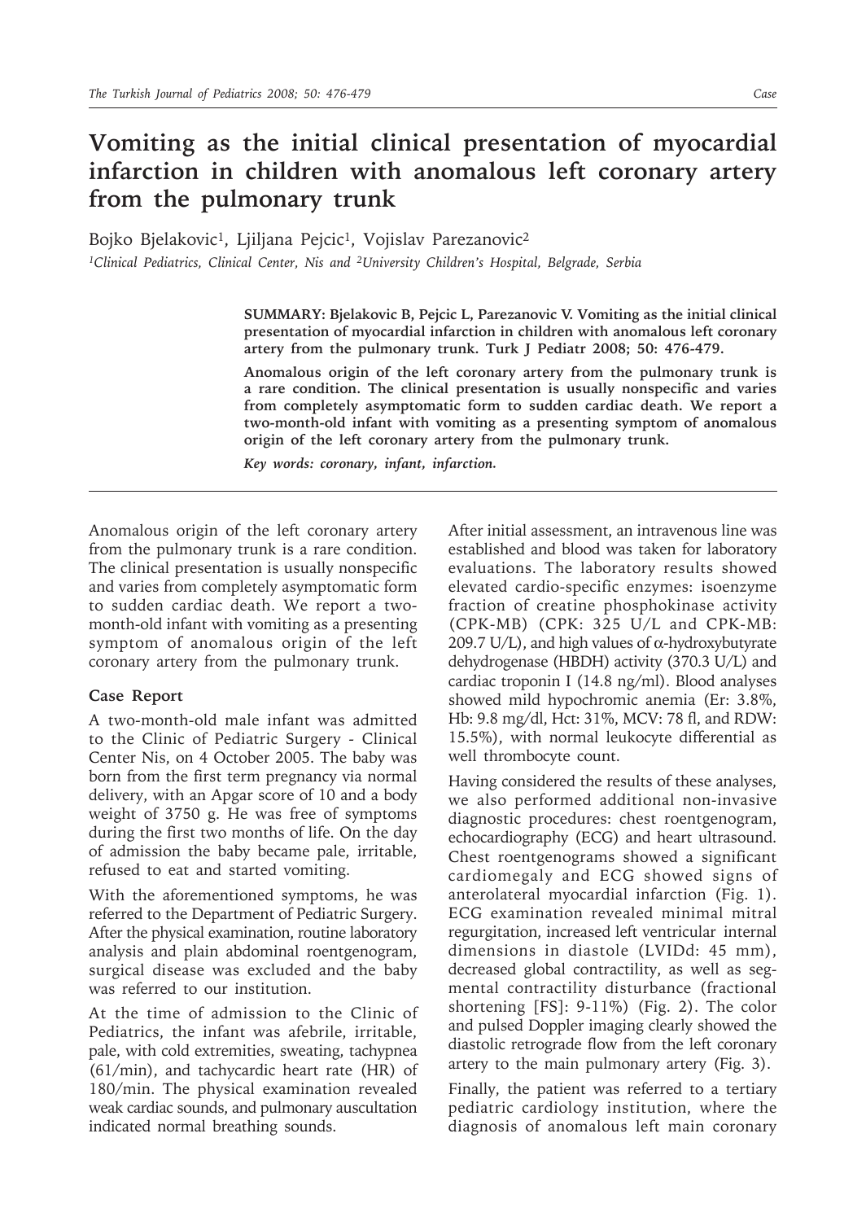# Vomiting as the initial clinical presentation of myocardial infarction in children with anomalous left coronary artery from the pulmonary trunk

Bojko Bjelakovic[1], Ljiljana Pejcic[1], Vojislav Parezanovic[2]

[1]Clinical Pediatrics, Clinical Center, Nis and [2]University Children's Hospital, Belgrade, Serbia

**SUMMARY: Bjelakovic B, Pejcic L, Parezanovic V. Vomiting as the initial clinical presentation of myocardial infarction in children with anomalous left coronary artery from the pulmonary trunk. Turk J Pediatr 2008; 50: 476-479.**

**Anomalous origin of the left coronary artery from the pulmonary trunk is a rare condition. The clinical presentation is usually nonspecific and varies from completely asymptomatic form to sudden cardiac death. We report a two-month-old infant with vomiting as a presenting symptom of anomalous origin of the left coronary artery from the pulmonary trunk.**

***Key words: coronary, infant, infarction.***

---

Anomalous origin of the left coronary artery from the pulmonary trunk is a rare condition. The clinical presentation is usually nonspecific and varies from completely asymptomatic form to sudden cardiac death. We report a two-month-old infant with vomiting as a presenting symptom of anomalous origin of the left coronary artery from the pulmonary trunk.

## Case Report

A two-month-old male infant was admitted to the Clinic of Pediatric Surgery - Clinical Center Nis, on 4 October 2005. The baby was born from the first term pregnancy via normal delivery, with an Apgar score of 10 and a body weight of 3750 g. He was free of symptoms during the first two months of life. On the day of admission the baby became pale, irritable, refused to eat and started vomiting.

With the aforementioned symptoms, he was referred to the Department of Pediatric Surgery. After the physical examination, routine laboratory analysis and plain abdominal roentgenogram, surgical disease was excluded and the baby was referred to our institution.

At the time of admission to the Clinic of Pediatrics, the infant was afebrile, irritable, pale, with cold extremities, sweating, tachypnea (61/min), and tachycardic heart rate (HR) of 180/min. The physical examination revealed weak cardiac sounds, and pulmonary auscultation indicated normal breathing sounds.

After initial assessment, an intravenous line was established and blood was taken for laboratory evaluations. The laboratory results showed elevated cardio-specific enzymes: isoenzyme fraction of creatine phosphokinase activity (CPK-MB) (CPK: 325 U/L and CPK-MB: 209.7 U/L), and high values of $\alpha$-hydroxybutyrate dehydrogenase (HBDH) activity (370.3 U/L) and cardiac troponin I (14.8 ng/ml). Blood analyses showed mild hypochromic anemia (Er: 3.8%, Hb: 9.8 mg/dl, Hct: 31%, MCV: 78 fl, and RDW: 15.5%), with normal leukocyte differential as well thrombocyte count.

Having considered the results of these analyses, we also performed additional non-invasive diagnostic procedures: chest roentgenogram, echocardiography (ECG) and heart ultrasound. Chest roentgenograms showed a significant cardiomegaly and ECG showed signs of anterolateral myocardial infarction (Fig. 1). ECG examination revealed minimal mitral regurgitation, increased left ventricular internal dimensions in diastole (LVIDd: 45 mm), decreased global contractility, as well as segmental contractility disturbance (fractional shortening [FS]: 9-11%) (Fig. 2). The color and pulsed Doppler imaging clearly showed the diastolic retrograde flow from the left coronary artery to the main pulmonary artery (Fig. 3).

Finally, the patient was referred to a tertiary pediatric cardiology institution, where the diagnosis of anomalous left main coronary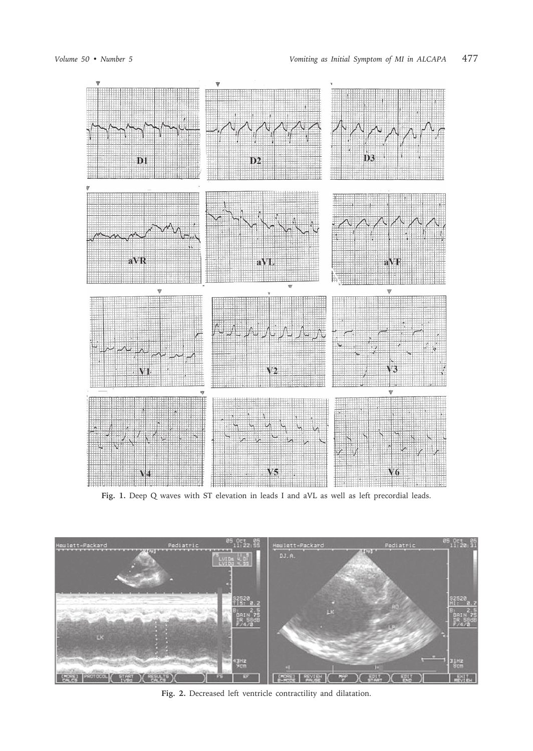**Fig. 1.** Deep Q waves with ST elevation in leads I and aVL as well as left precordial leads.

**Fig. 2.** Decreased left ventricle contractility and dilatation.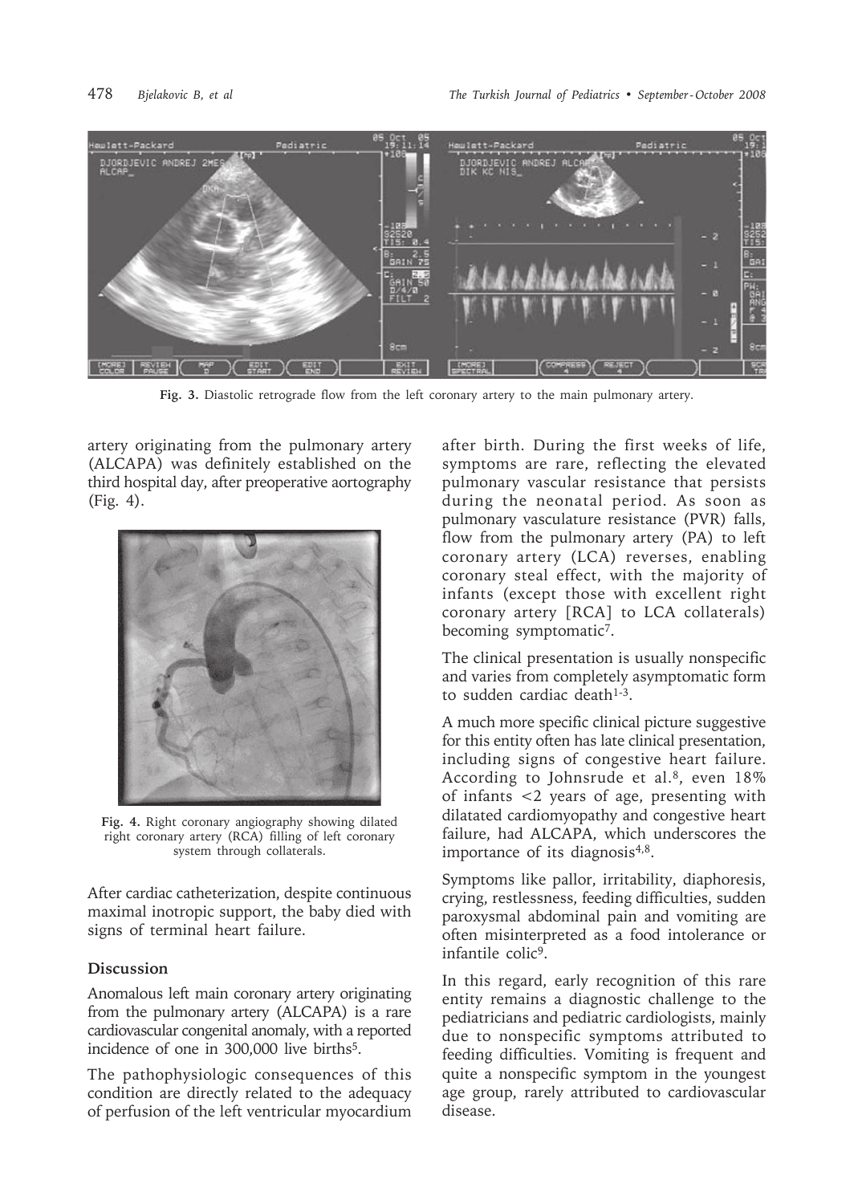Fig. 3. Diastolic retrograde flow from the left coronary artery to the main pulmonary artery.

artery originating from the pulmonary artery (ALCAPA) was definitely established on the third hospital day, after preoperative aortography (Fig. 4).

Fig. 4. Right coronary angiography showing dilated right coronary artery (RCA) filling of left coronary system through collaterals.

After cardiac catheterization, despite continuous maximal inotropic support, the baby died with signs of terminal heart failure.

## Discussion

Anomalous left main coronary artery originating from the pulmonary artery (ALCAPA) is a rare cardiovascular congenital anomaly, with a reported incidence of one in 300,000 live births[5].

The pathophysiologic consequences of this condition are directly related to the adequacy of perfusion of the left ventricular myocardium after birth. During the first weeks of life, symptoms are rare, reflecting the elevated pulmonary vascular resistance that persists during the neonatal period. As soon as pulmonary vasculature resistance (PVR) falls, flow from the pulmonary artery (PA) to left coronary artery (LCA) reverses, enabling coronary steal effect, with the majority of infants (except those with excellent right coronary artery [RCA] to LCA collaterals) becoming symptomatic[7].

The clinical presentation is usually nonspecific and varies from completely asymptomatic form to sudden cardiac death[1-3].

A much more specific clinical picture suggestive for this entity often has late clinical presentation, including signs of congestive heart failure. According to Johnsrude et al.[8], even 18% of infants <2 years of age, presenting with dilatated cardiomyopathy and congestive heart failure, had ALCAPA, which underscores the importance of its diagnosis[4,8].

Symptoms like pallor, irritability, diaphoresis, crying, restlessness, feeding difficulties, sudden paroxysmal abdominal pain and vomiting are often misinterpreted as a food intolerance or infantile colic[9].

In this regard, early recognition of this rare entity remains a diagnostic challenge to the pediatricians and pediatric cardiologists, mainly due to nonspecific symptoms attributed to feeding difficulties. Vomiting is frequent and quite a nonspecific symptom in the youngest age group, rarely attributed to cardiovascular disease.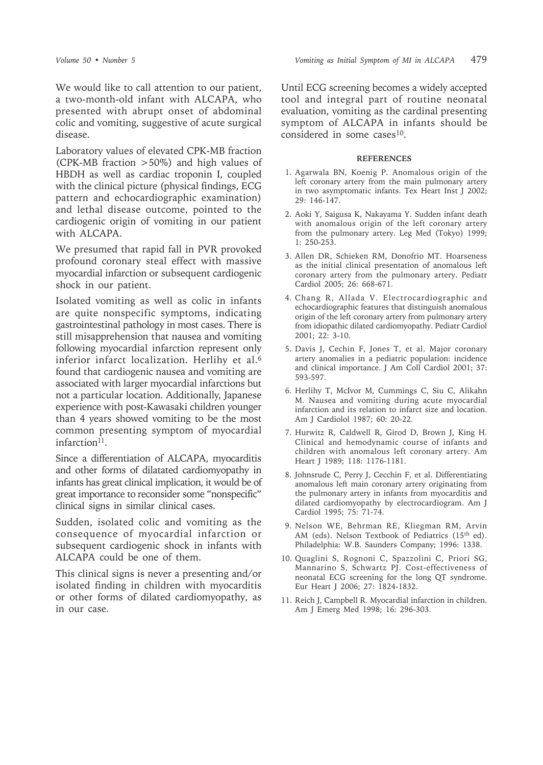We would like to call attention to our patient, a two-month-old infant with ALCAPA, who presented with abrupt onset of abdominal colic and vomiting, suggestive of acute surgical disease.

Laboratory values of elevated CPK-MB fraction (CPK-MB fraction >50%) and high values of HBDH as well as cardiac troponin I, coupled with the clinical picture (physical findings, ECG pattern and echocardiographic examination) and lethal disease outcome, pointed to the cardiogenic origin of vomiting in our patient with ALCAPA.

We presumed that rapid fall in PVR provoked profound coronary steal effect with massive myocardial infarction or subsequent cardiogenic shock in our patient.

Isolated vomiting as well as colic in infants are quite nonspecific symptoms, indicating gastrointestinal pathology in most cases. There is still misapprehension that nausea and vomiting following myocardial infarction represent only inferior infarct localization. Herlihy et al.[6] found that cardiogenic nausea and vomiting are associated with larger myocardial infarctions but not a particular location. Additionally, Japanese experience with post-Kawasaki children younger than 4 years showed vomiting to be the most common presenting symptom of myocardial infarction[11].

Since a differentiation of ALCAPA, myocarditis and other forms of dilatated cardiomyopathy in infants has great clinical implication, it would be of great importance to reconsider some "nonspecific" clinical signs in similar clinical cases.

Sudden, isolated colic and vomiting as the consequence of myocardial infarction or subsequent cardiogenic shock in infants with ALCAPA could be one of them.

This clinical signs is never a presenting and/or isolated finding in children with myocarditis or other forms of dilated cardiomyopathy, as in our case.

Until ECG screening becomes a widely accepted tool and integral part of routine neonatal evaluation, vomiting as the cardinal presenting symptom of ALCAPA in infants should be considered in some cases[10].

## REFERENCES

1. Agarwala BN, Koenig P. Anomalous origin of the left coronary artery from the main pulmonary artery in two asymptomatic infants. Tex Heart Inst J 2002; 29: 146-147.
2. Aoki Y, Saigusa K, Nakayama Y. Sudden infant death with anomalous origin of the left coronary artery from the pulmonary artery. Leg Med (Tokyo) 1999; 1: 250-253.
3. Allen DR, Schieken RM, Donofrio MT. Hoarseness as the initial clinical presentation of anomalous left coronary artery from the pulmonary artery. Pediatr Cardiol 2005; 26: 668-671.
4. Chang R, Allada V. Electrocardiographic and echocardiographic features that distinguish anomalous origin of the left coronary artery from pulmonary artery from idiopathic dilated cardiomyopathy. Pediatr Cardiol 2001; 22: 3-10.
5. Davis J, Cechin F, Jones T, et al. Major coronary artery anomalies in a pediatric population: incidence and clinical importance. J Am Coll Cardiol 2001; 37: 593-597.
6. Herlihy T, McIvor M, Cummings C, Siu C, Alikahn M. Nausea and vomiting during acute myocardial infarction and its relation to infarct size and location. Am J Cardiolol 1987; 60: 20-22.
7. Hurwitz R, Caldwell R, Girod D, Brown J, King H. Clinical and hemodynamic course of infants and children with anomalous left coronary artery. Am Heart J 1989; 118: 1176-1181.
8. Johnsrude C, Perry J, Cecchin F, et al. Differentiating anomalous left main coronary artery originating from the pulmonary artery in infants from myocarditis and dilated cardiomyopathy by electrocardiogram. Am J Cardiol 1995; 75: 71-74.
9. Nelson WE, Behrman RE, Kliegman RM, Arvin AM (eds). Nelson Textbook of Pediatrics (15th ed). Philadelphia: W.B. Saunders Company; 1996: 1338.
10. Quaglini S, Rognoni C, Spazzolini C, Priori SG, Mannarino S, Schwartz PJ. Cost-effectiveness of neonatal ECG screening for the long QT syndrome. Eur Heart J 2006; 27: 1824-1832.
11. Reich J, Campbell R. Myocardial infarction in children. Am J Emerg Med 1998; 16: 296-303.